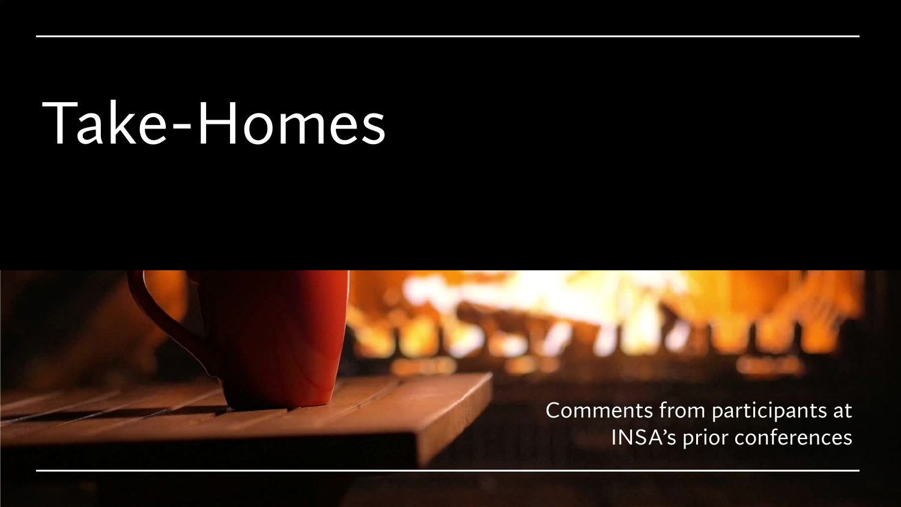# Take-Homes

Comments from participants at INSA's prior conferences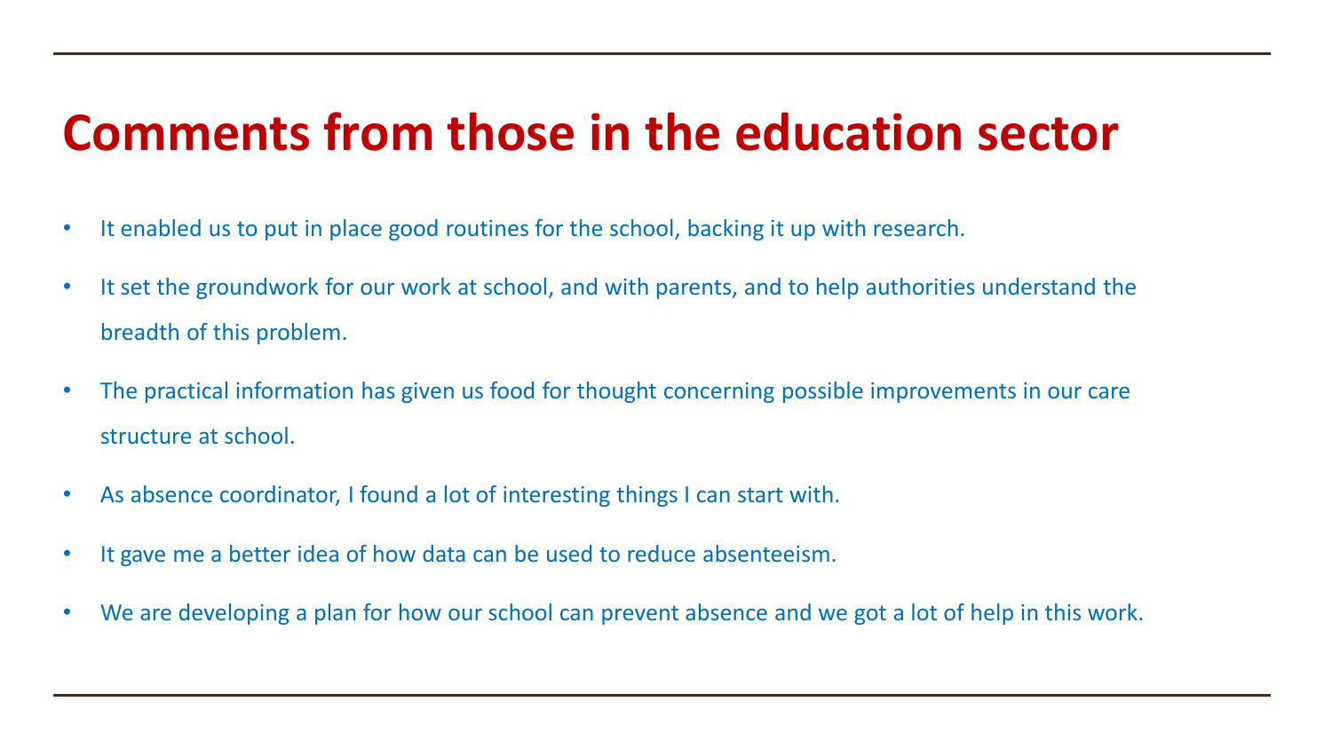# Comments from those in the education sector

- It enabled us to put in place good routines for the school, backing it up with research.
- It set the groundwork for our work at school, and with parents, and to help authorities understand the breadth of this problem.
- The practical information has given us food for thought concerning possible improvements in our care structure at school.
- As absence coordinator, I found a lot of interesting things I can start with.
- It gave me a better idea of how data can be used to reduce absenteeism.
- We are developing a plan for how our school can prevent absence and we got a lot of help in this work.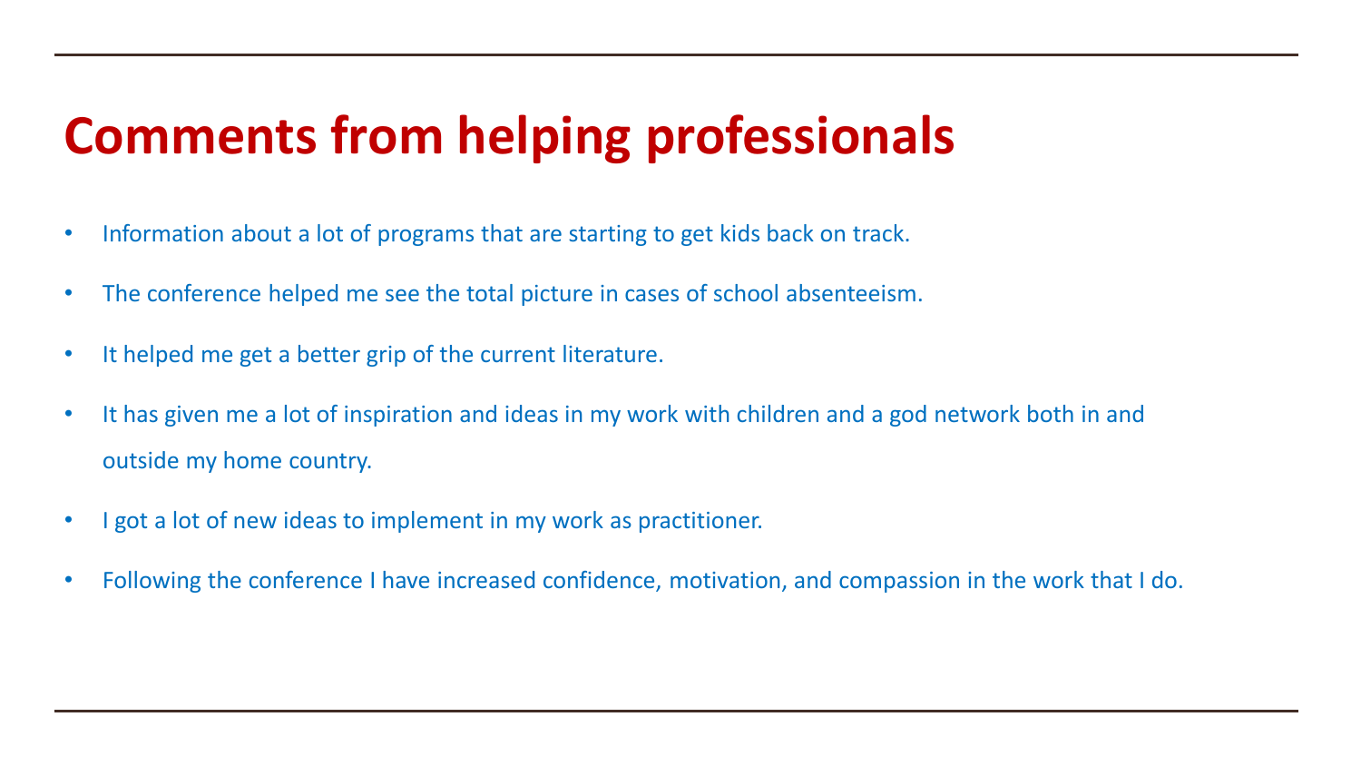# Comments from helping professionals

- Information about a lot of programs that are starting to get kids back on track.
- The conference helped me see the total picture in cases of school absenteeism.
- It helped me get a better grip of the current literature.
- It has given me a lot of inspiration and ideas in my work with children and a god network both in and outside my home country.
- I got a lot of new ideas to implement in my work as practitioner.
- Following the conference I have increased confidence, motivation, and compassion in the work that I do.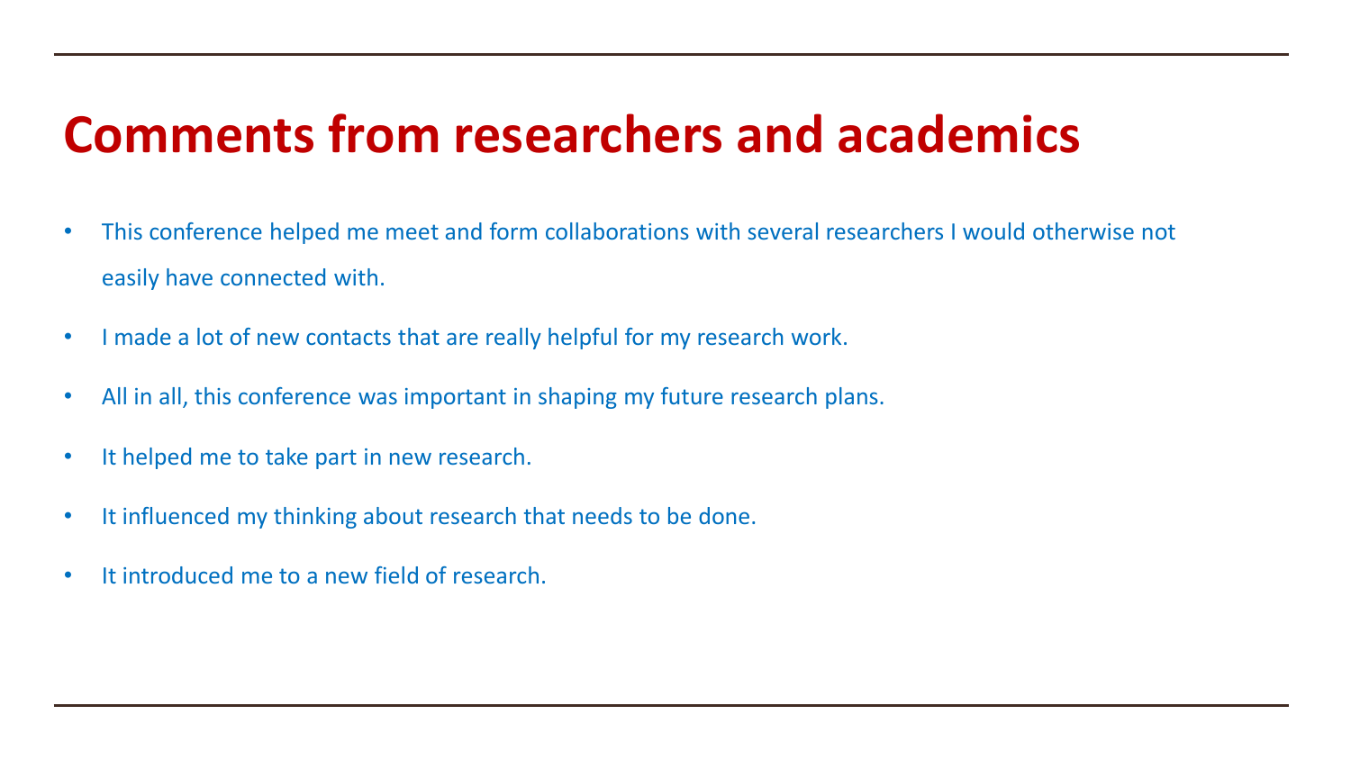# Comments from researchers and academics

- This conference helped me meet and form collaborations with several researchers I would otherwise not easily have connected with.
- I made a lot of new contacts that are really helpful for my research work.
- All in all, this conference was important in shaping my future research plans.
- It helped me to take part in new research.
- It influenced my thinking about research that needs to be done.
- It introduced me to a new field of research.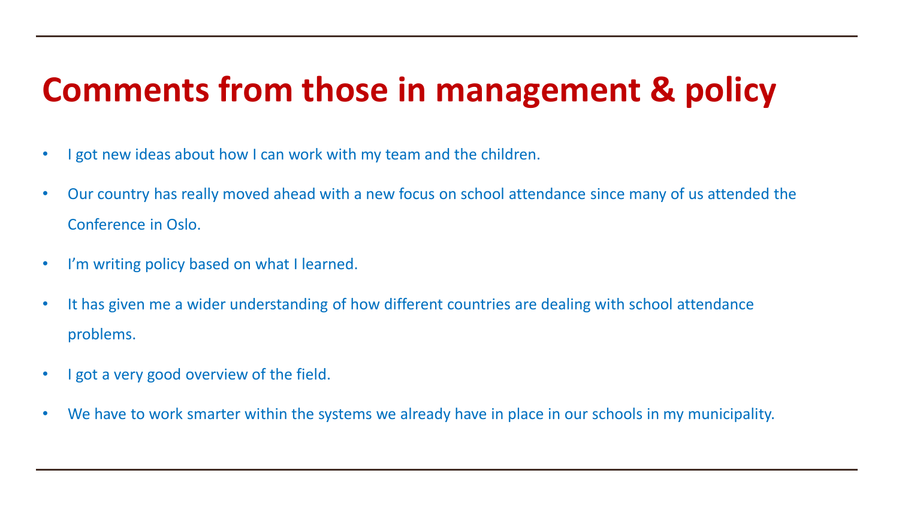# Comments from those in management & policy

- I got new ideas about how I can work with my team and the children.
- Our country has really moved ahead with a new focus on school attendance since many of us attended the Conference in Oslo.
- I'm writing policy based on what I learned.
- It has given me a wider understanding of how different countries are dealing with school attendance problems.
- I got a very good overview of the field.
- We have to work smarter within the systems we already have in place in our schools in my municipality.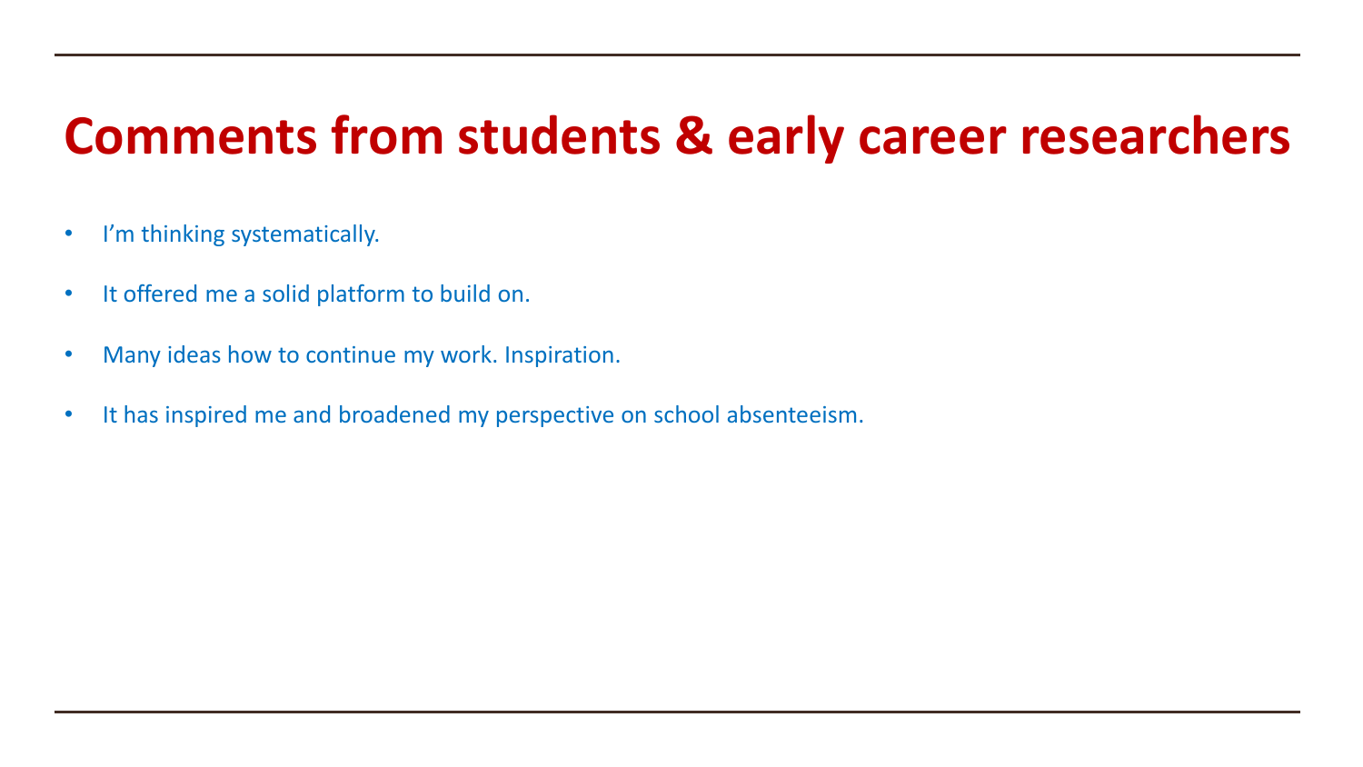# Comments from students & early career researchers

- I'm thinking systematically.
- It offered me a solid platform to build on.
- Many ideas how to continue my work. Inspiration.
- It has inspired me and broadened my perspective on school absenteeism.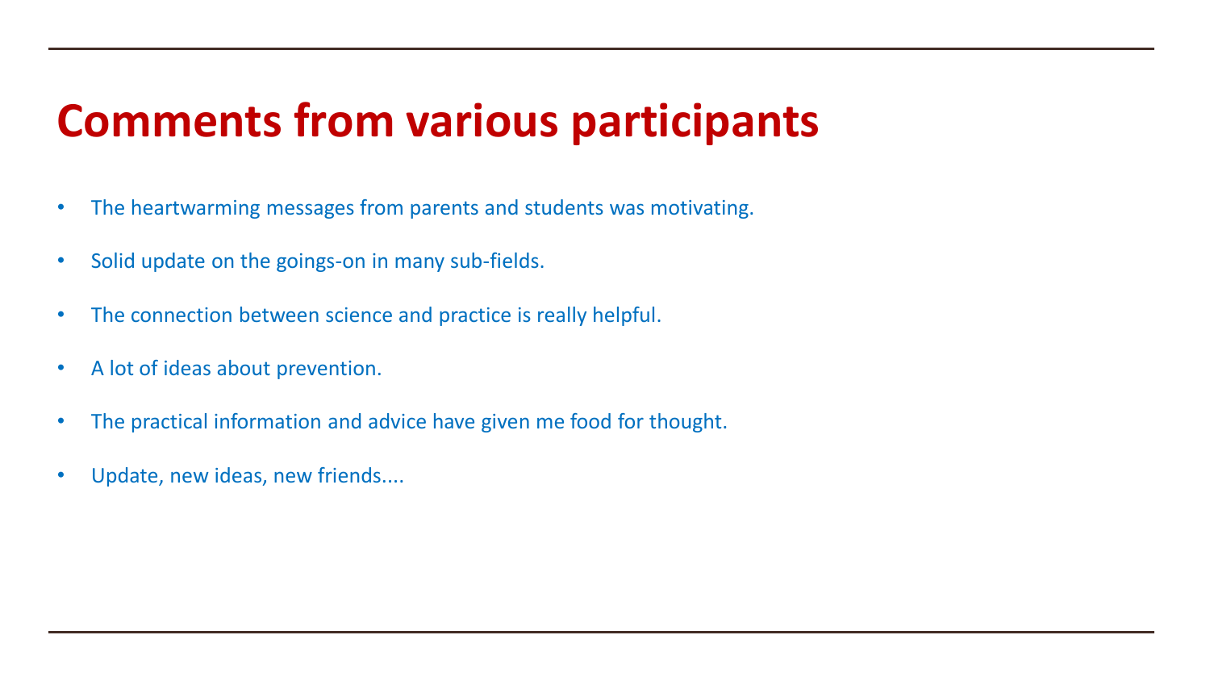# Comments from various participants

- The heartwarming messages from parents and students was motivating.
- Solid update on the goings-on in many sub-fields.
- The connection between science and practice is really helpful.
- A lot of ideas about prevention.
- The practical information and advice have given me food for thought.
- Update, new ideas, new friends....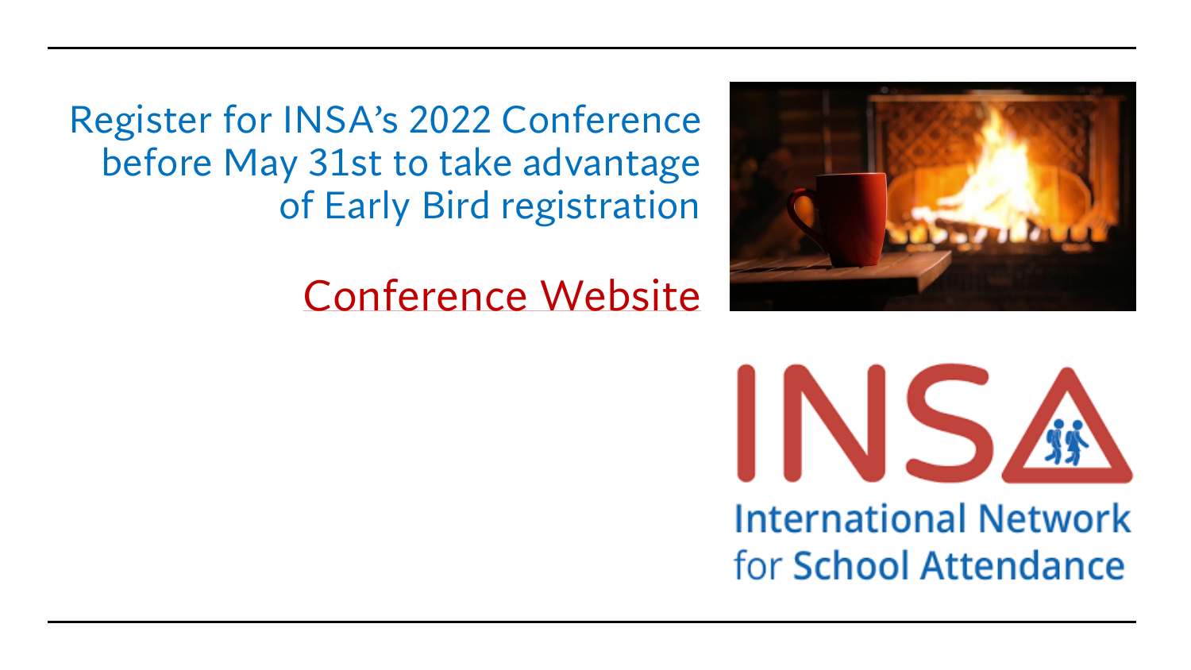Register for INSA's 2022 Conference before May 31st to take advantage of Early Bird registration

Conference Website

INSA

International Network for School Attendance